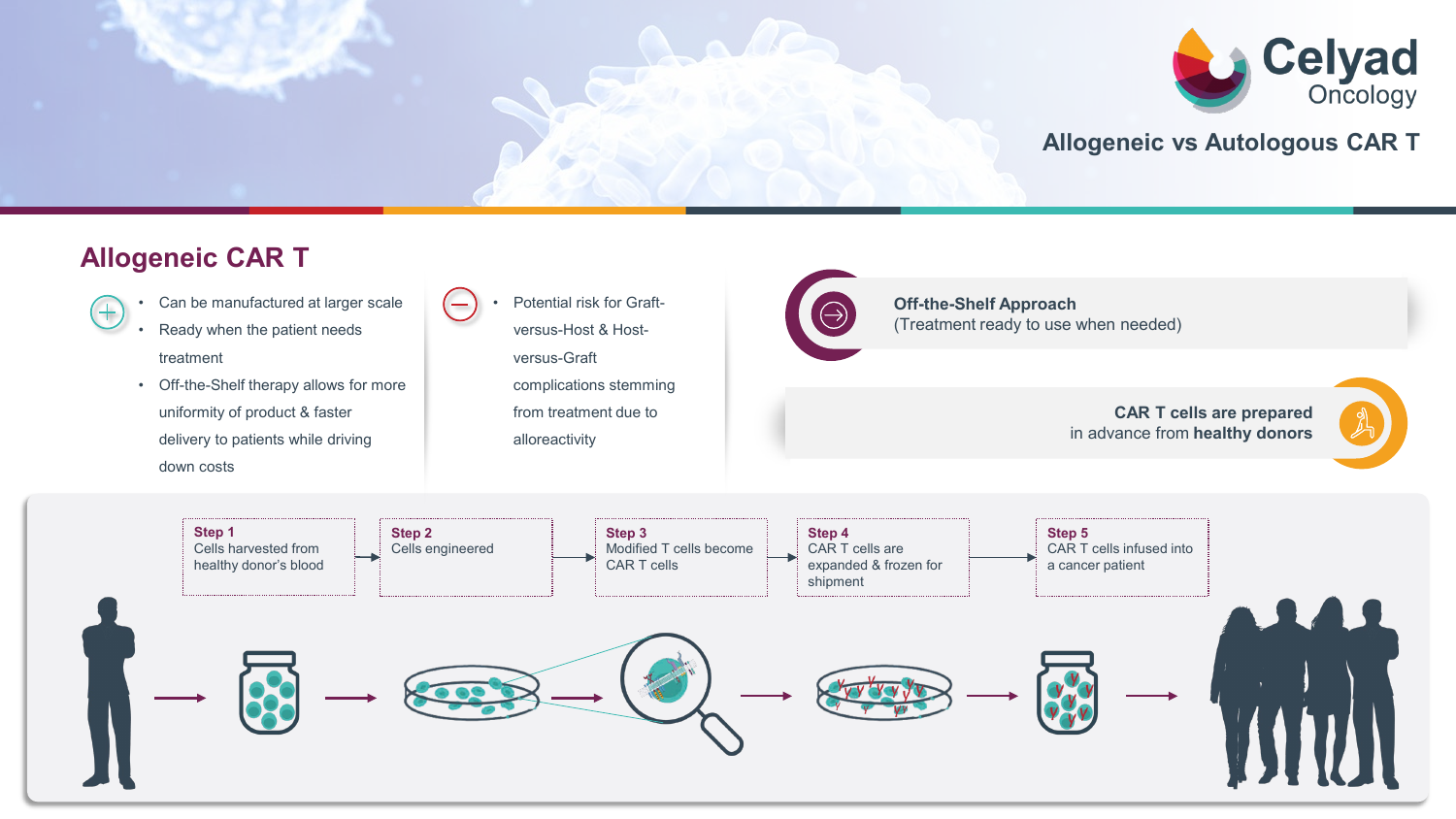Celyad Oncology

# Allogeneic vs Autologous CAR T

## Allogeneic CAR T

**+**

- Can be manufactured at larger scale
- Ready when the patient needs treatment
- Off-the-Shelf therapy allows for more uniformity of product & faster delivery to patients while driving down costs

**−**

- Potential risk for Graft-versus-Host & Host-versus-Graft complications stemming from treatment due to alloreactivity

**Off-the-Shelf Approach**
(Treatment ready to use when needed)

**CAR T cells are prepared**
in advance from **healthy donors**

**Step 1**
Cells harvested from healthy donor's blood

**Step 2**
Cells engineered

**Step 3**
Modified T cells become CAR T cells

**Step 4**
CAR T cells are expanded & frozen for shipment

**Step 5**
CAR T cells infused into a cancer patient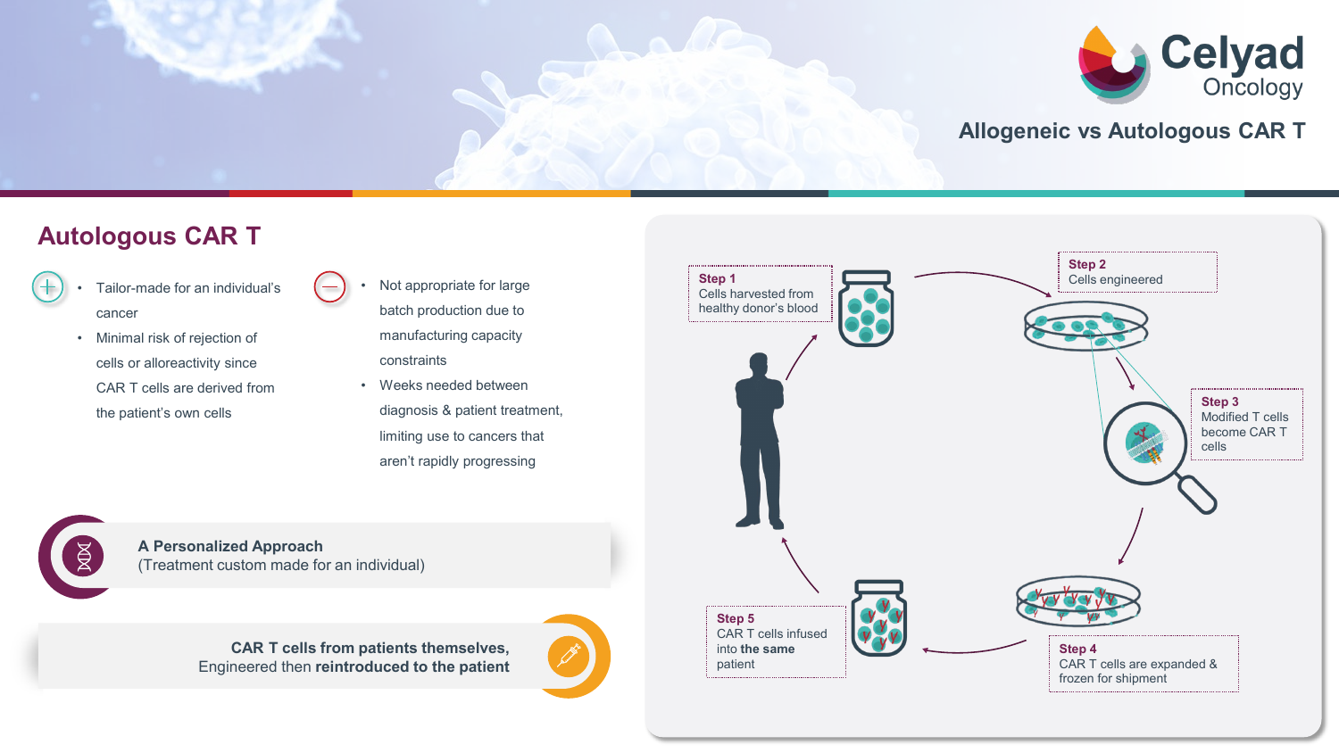Celyad Oncology

## Allogeneic vs Autologous CAR T

# Autologous CAR T

+

- Tailor-made for an individual's cancer
- Minimal risk of rejection of cells or alloreactivity since CAR T cells are derived from the patient's own cells

−

- Not appropriate for large batch production due to manufacturing capacity constraints
- Weeks needed between diagnosis & patient treatment, limiting use to cancers that aren't rapidly progressing

**A Personalized Approach**
(Treatment custom made for an individual)

**CAR T cells from patients themselves,**
Engineered then **reintroduced to the patient**

**Step 1**
Cells harvested from healthy donor's blood

**Step 2**
Cells engineered

**Step 3**
Modified T cells become CAR T cells

**Step 4**
CAR T cells are expanded & frozen for shipment

**Step 5**
CAR T cells infused into **the same** patient